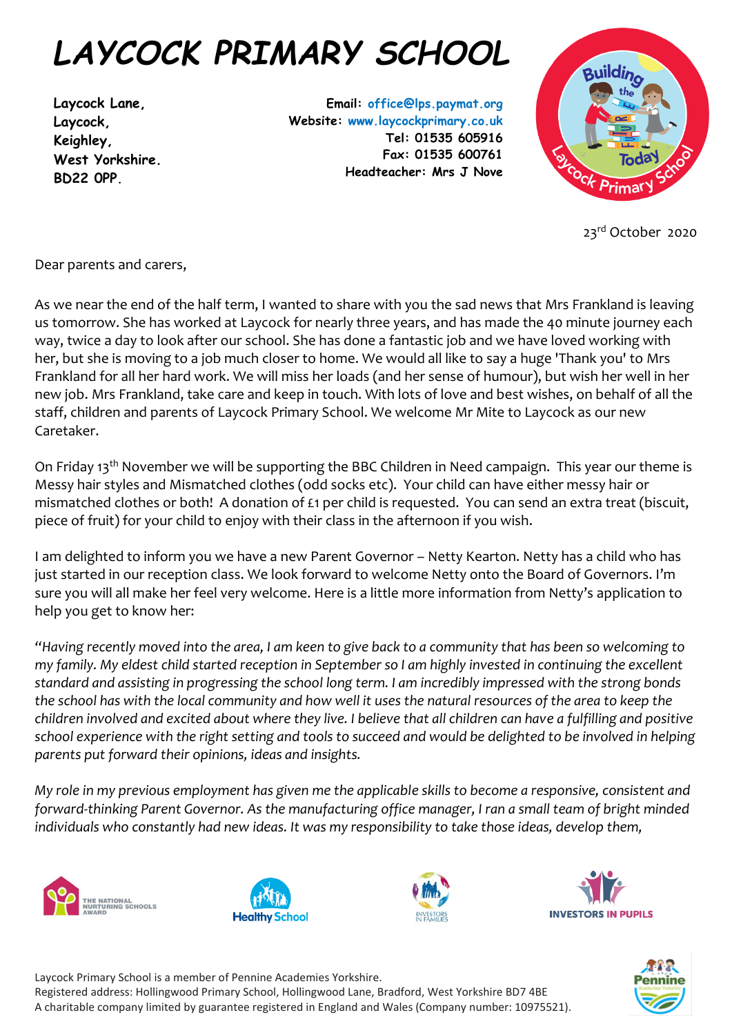# LAYCOCK PRIMARY SCHOOL

**Laycock Lane,**
**Laycock,**
**Keighley,**
**West Yorkshire.**
**BD22 0PP.**

**Email:** office@lps.paymat.org
**Website:** www.laycockprimary.co.uk
**Tel: 01535 605916**
**Fax: 01535 600761**
**Headteacher: Mrs J Nove**

23rd October 2020

Dear parents and carers,

As we near the end of the half term, I wanted to share with you the sad news that Mrs Frankland is leaving us tomorrow. She has worked at Laycock for nearly three years, and has made the 40 minute journey each way, twice a day to look after our school. She has done a fantastic job and we have loved working with her, but she is moving to a job much closer to home. We would all like to say a huge 'Thank you' to Mrs Frankland for all her hard work. We will miss her loads (and her sense of humour), but wish her well in her new job. Mrs Frankland, take care and keep in touch. With lots of love and best wishes, on behalf of all the staff, children and parents of Laycock Primary School. We welcome Mr Mite to Laycock as our new Caretaker.

On Friday 13th November we will be supporting the BBC Children in Need campaign. This year our theme is Messy hair styles and Mismatched clothes (odd socks etc). Your child can have either messy hair or mismatched clothes or both! A donation of £1 per child is requested. You can send an extra treat (biscuit, piece of fruit) for your child to enjoy with their class in the afternoon if you wish.

I am delighted to inform you we have a new Parent Governor – Netty Kearton. Netty has a child who has just started in our reception class. We look forward to welcome Netty onto the Board of Governors. I'm sure you will all make her feel very welcome. Here is a little more information from Netty's application to help you get to know her:

*"Having recently moved into the area, I am keen to give back to a community that has been so welcoming to my family. My eldest child started reception in September so I am highly invested in continuing the excellent standard and assisting in progressing the school long term. I am incredibly impressed with the strong bonds the school has with the local community and how well it uses the natural resources of the area to keep the children involved and excited about where they live. I believe that all children can have a fulfilling and positive school experience with the right setting and tools to succeed and would be delighted to be involved in helping parents put forward their opinions, ideas and insights.*

*My role in my previous employment has given me the applicable skills to become a responsive, consistent and forward-thinking Parent Governor. As the manufacturing office manager, I ran a small team of bright minded individuals who constantly had new ideas. It was my responsibility to take those ideas, develop them,*

Laycock Primary School is a member of Pennine Academies Yorkshire.
Registered address: Hollingwood Primary School, Hollingwood Lane, Bradford, West Yorkshire BD7 4BE
A charitable company limited by guarantee registered in England and Wales (Company number: 10975521).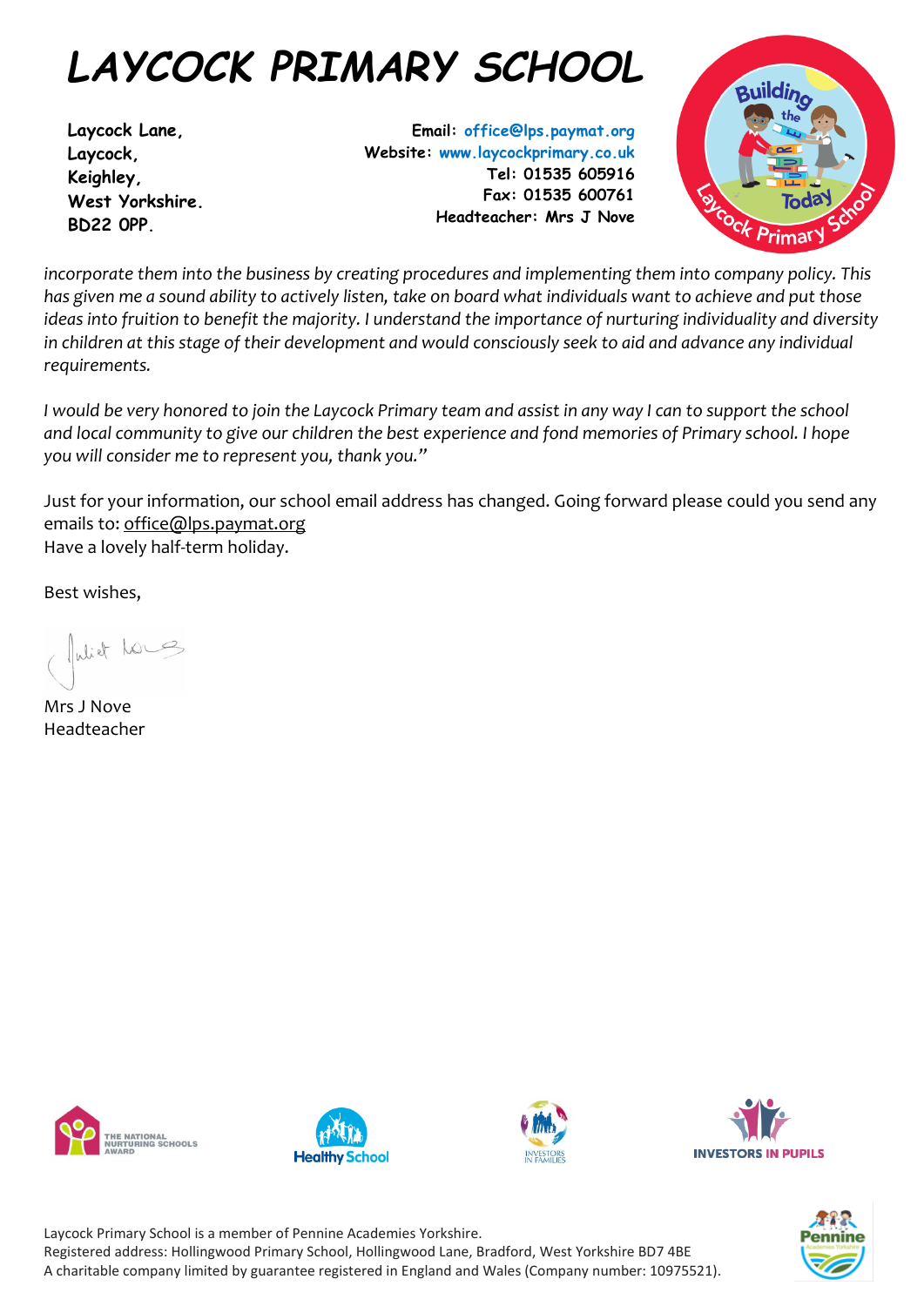# LAYCOCK PRIMARY SCHOOL

**Laycock Lane,**
**Laycock,**
**Keighley,**
**West Yorkshire.**
**BD22 0PP.**

**Email:** office@lps.paymat.org
**Website:** www.laycockprimary.co.uk
**Tel:** 01535 605916
**Fax:** 01535 600761
**Headteacher:** Mrs J Nove

*incorporate them into the business by creating procedures and implementing them into company policy. This has given me a sound ability to actively listen, take on board what individuals want to achieve and put those ideas into fruition to benefit the majority. I understand the importance of nurturing individuality and diversity in children at this stage of their development and would consciously seek to aid and advance any individual requirements.*

*I would be very honored to join the Laycock Primary team and assist in any way I can to support the school and local community to give our children the best experience and fond memories of Primary school. I hope you will consider me to represent you, thank you."*

Just for your information, our school email address has changed. Going forward please could you send any emails to: office@lps.paymat.org
Have a lovely half-term holiday.

Best wishes,

Mrs J Nove
Headteacher

Laycock Primary School is a member of Pennine Academies Yorkshire.
Registered address: Hollingwood Primary School, Hollingwood Lane, Bradford, West Yorkshire BD7 4BE
A charitable company limited by guarantee registered in England and Wales (Company number: 10975521).